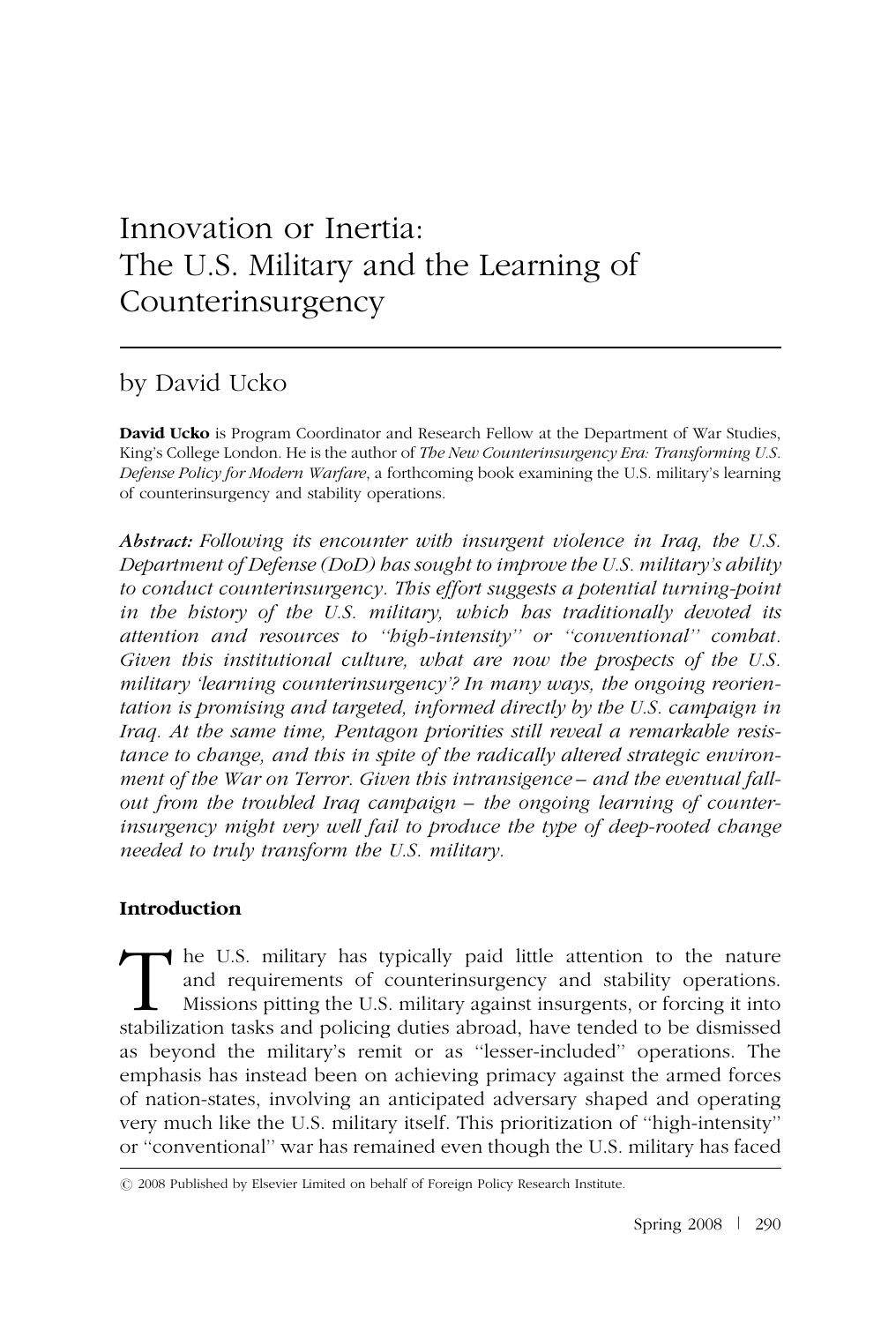# Innovation or Inertia: The U.S. Military and the Learning of Counterinsurgency

by David Ucko

**David Ucko** is Program Coordinator and Research Fellow at the Department of War Studies, King's College London. He is the author of *The New Counterinsurgency Era: Transforming U.S. Defense Policy for Modern Warfare*, a forthcoming book examining the U.S. military's learning of counterinsurgency and stability operations.

***Abstract:*** *Following its encounter with insurgent violence in Iraq, the U.S. Department of Defense (DoD) has sought to improve the U.S. military's ability to conduct counterinsurgency. This effort suggests a potential turning-point in the history of the U.S. military, which has traditionally devoted its attention and resources to "high-intensity" or "conventional" combat. Given this institutional culture, what are now the prospects of the U.S. military 'learning counterinsurgency'? In many ways, the ongoing reorientation is promising and targeted, informed directly by the U.S. campaign in Iraq. At the same time, Pentagon priorities still reveal a remarkable resistance to change, and this in spite of the radically altered strategic environment of the War on Terror. Given this intransigence – and the eventual fall-out from the troubled Iraq campaign – the ongoing learning of counterinsurgency might very well fail to produce the type of deep-rooted change needed to truly transform the U.S. military.*

## Introduction

The U.S. military has typically paid little attention to the nature and requirements of counterinsurgency and stability operations. Missions pitting the U.S. military against insurgents, or forcing it into stabilization tasks and policing duties abroad, have tended to be dismissed as beyond the military's remit or as "lesser-included" operations. The emphasis has instead been on achieving primacy against the armed forces of nation-states, involving an anticipated adversary shaped and operating very much like the U.S. military itself. This prioritization of "high-intensity" or "conventional" war has remained even though the U.S. military has faced

© 2008 Published by Elsevier Limited on behalf of Foreign Policy Research Institute.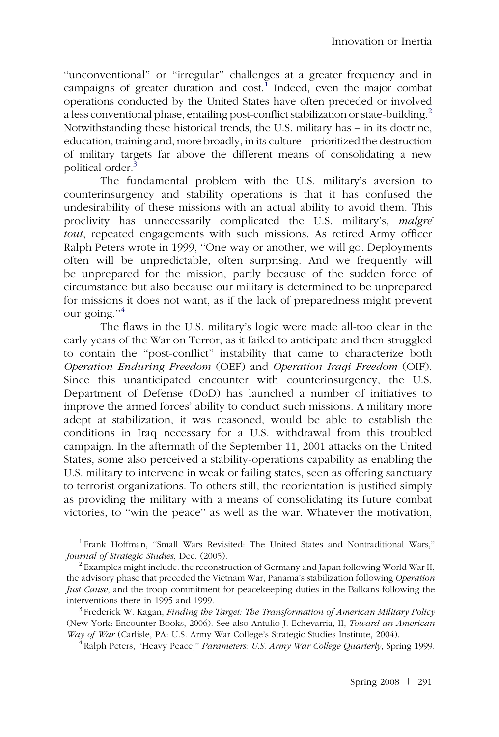"unconventional" or "irregular" challenges at a greater frequency and in campaigns of greater duration and cost.[1] Indeed, even the major combat operations conducted by the United States have often preceded or involved a less conventional phase, entailing post-conflict stabilization or state-building.[2] Notwithstanding these historical trends, the U.S. military has – in its doctrine, education, training and, more broadly, in its culture – prioritized the destruction of military targets far above the different means of consolidating a new political order.[3]

The fundamental problem with the U.S. military's aversion to counterinsurgency and stability operations is that it has confused the undesirability of these missions with an actual ability to avoid them. This proclivity has unnecessarily complicated the U.S. military's, *malgré tout*, repeated engagements with such missions. As retired Army officer Ralph Peters wrote in 1999, "One way or another, we will go. Deployments often will be unpredictable, often surprising. And we frequently will be unprepared for the mission, partly because of the sudden force of circumstance but also because our military is determined to be unprepared for missions it does not want, as if the lack of preparedness might prevent our going."[4]

The flaws in the U.S. military's logic were made all-too clear in the early years of the War on Terror, as it failed to anticipate and then struggled to contain the "post-conflict" instability that came to characterize both *Operation Enduring Freedom* (OEF) and *Operation Iraqi Freedom* (OIF). Since this unanticipated encounter with counterinsurgency, the U.S. Department of Defense (DoD) has launched a number of initiatives to improve the armed forces' ability to conduct such missions. A military more adept at stabilization, it was reasoned, would be able to establish the conditions in Iraq necessary for a U.S. withdrawal from this troubled campaign. In the aftermath of the September 11, 2001 attacks on the United States, some also perceived a stability-operations capability as enabling the U.S. military to intervene in weak or failing states, seen as offering sanctuary to terrorist organizations. To others still, the reorientation is justified simply as providing the military with a means of consolidating its future combat victories, to "win the peace" as well as the war. Whatever the motivation,

[1] Frank Hoffman, "Small Wars Revisited: The United States and Nontraditional Wars," *Journal of Strategic Studies*, Dec. (2005).

[2] Examples might include: the reconstruction of Germany and Japan following World War II, the advisory phase that preceded the Vietnam War, Panama's stabilization following *Operation Just Cause*, and the troop commitment for peacekeeping duties in the Balkans following the interventions there in 1995 and 1999.

[3] Frederick W. Kagan, *Finding the Target: The Transformation of American Military Policy* (New York: Encounter Books, 2006). See also Antulio J. Echevarria, II, *Toward an American Way of War* (Carlisle, PA: U.S. Army War College's Strategic Studies Institute, 2004).

[4] Ralph Peters, "Heavy Peace," *Parameters: U.S. Army War College Quarterly*, Spring 1999.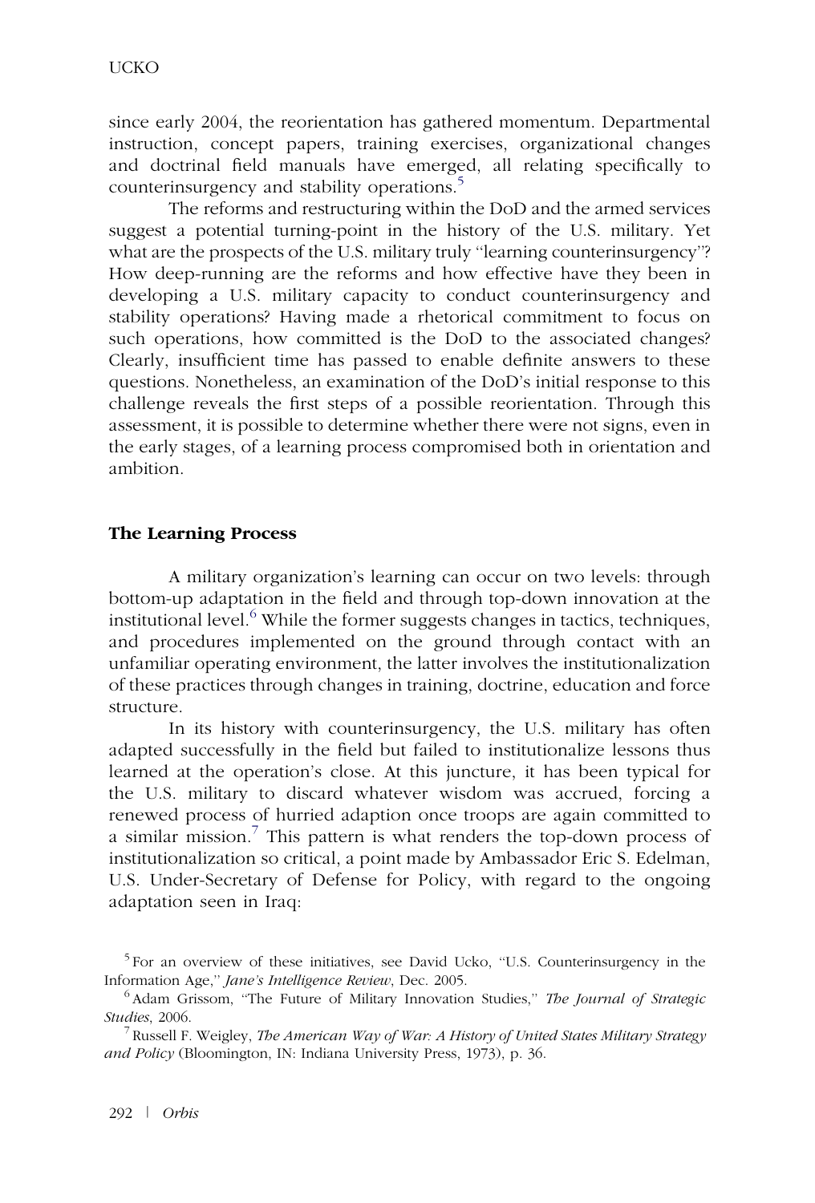since early 2004, the reorientation has gathered momentum. Departmental instruction, concept papers, training exercises, organizational changes and doctrinal field manuals have emerged, all relating specifically to counterinsurgency and stability operations.[5]

The reforms and restructuring within the DoD and the armed services suggest a potential turning-point in the history of the U.S. military. Yet what are the prospects of the U.S. military truly "learning counterinsurgency"? How deep-running are the reforms and how effective have they been in developing a U.S. military capacity to conduct counterinsurgency and stability operations? Having made a rhetorical commitment to focus on such operations, how committed is the DoD to the associated changes? Clearly, insufficient time has passed to enable definite answers to these questions. Nonetheless, an examination of the DoD's initial response to this challenge reveals the first steps of a possible reorientation. Through this assessment, it is possible to determine whether there were not signs, even in the early stages, of a learning process compromised both in orientation and ambition.

## The Learning Process

A military organization's learning can occur on two levels: through bottom-up adaptation in the field and through top-down innovation at the institutional level.[6] While the former suggests changes in tactics, techniques, and procedures implemented on the ground through contact with an unfamiliar operating environment, the latter involves the institutionalization of these practices through changes in training, doctrine, education and force structure.

In its history with counterinsurgency, the U.S. military has often adapted successfully in the field but failed to institutionalize lessons thus learned at the operation's close. At this juncture, it has been typical for the U.S. military to discard whatever wisdom was accrued, forcing a renewed process of hurried adaption once troops are again committed to a similar mission.[7] This pattern is what renders the top-down process of institutionalization so critical, a point made by Ambassador Eric S. Edelman, U.S. Under-Secretary of Defense for Policy, with regard to the ongoing adaptation seen in Iraq:

---

[5] For an overview of these initiatives, see David Ucko, "U.S. Counterinsurgency in the Information Age," *Jane's Intelligence Review*, Dec. 2005.

[6] Adam Grissom, "The Future of Military Innovation Studies," *The Journal of Strategic Studies*, 2006.

[7] Russell F. Weigley, *The American Way of War: A History of United States Military Strategy and Policy* (Bloomington, IN: Indiana University Press, 1973), p. 36.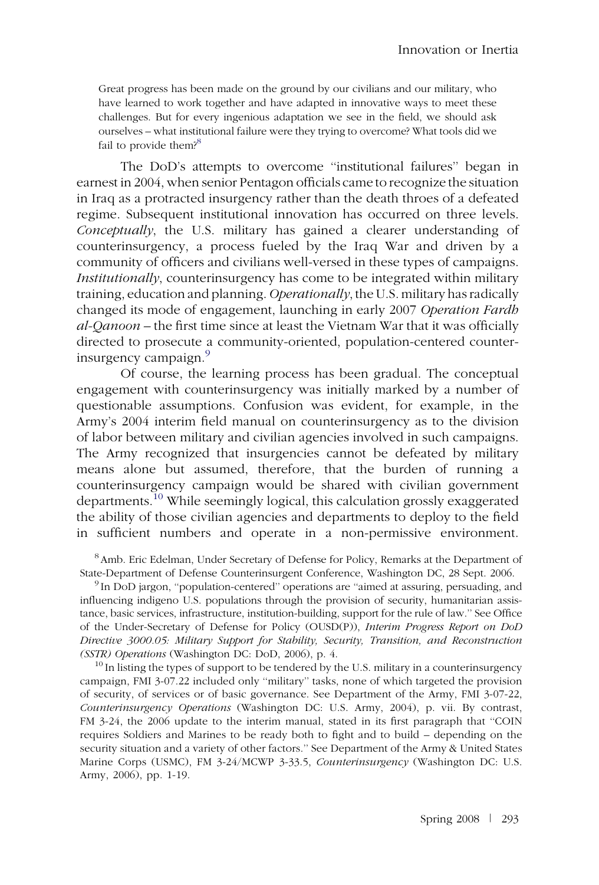> Great progress has been made on the ground by our civilians and our military, who have learned to work together and have adapted in innovative ways to meet these challenges. But for every ingenious adaptation we see in the field, we should ask ourselves – what institutional failure were they trying to overcome? What tools did we fail to provide them?[8]

The DoD's attempts to overcome ''institutional failures'' began in earnest in 2004, when senior Pentagon officials came to recognize the situation in Iraq as a protracted insurgency rather than the death throes of a defeated regime. Subsequent institutional innovation has occurred on three levels. *Conceptually*, the U.S. military has gained a clearer understanding of counterinsurgency, a process fueled by the Iraq War and driven by a community of officers and civilians well-versed in these types of campaigns. *Institutionally*, counterinsurgency has come to be integrated within military training, education and planning. *Operationally*, the U.S. military has radically changed its mode of engagement, launching in early 2007 *Operation Fardh al-Qanoon* – the first time since at least the Vietnam War that it was officially directed to prosecute a community-oriented, population-centered counterinsurgency campaign.[9]

Of course, the learning process has been gradual. The conceptual engagement with counterinsurgency was initially marked by a number of questionable assumptions. Confusion was evident, for example, in the Army's 2004 interim field manual on counterinsurgency as to the division of labor between military and civilian agencies involved in such campaigns. The Army recognized that insurgencies cannot be defeated by military means alone but assumed, therefore, that the burden of running a counterinsurgency campaign would be shared with civilian government departments.[10] While seemingly logical, this calculation grossly exaggerated the ability of those civilian agencies and departments to deploy to the field in sufficient numbers and operate in a non-permissive environment.

---

[8] Amb. Eric Edelman, Under Secretary of Defense for Policy, Remarks at the Department of State-Department of Defense Counterinsurgent Conference, Washington DC, 28 Sept. 2006.

[9] In DoD jargon, ''population-centered'' operations are ''aimed at assuring, persuading, and influencing indigeno U.S. populations through the provision of security, humanitarian assistance, basic services, infrastructure, institution-building, support for the rule of law.'' See Office of the Under-Secretary of Defense for Policy (OUSD(P)), *Interim Progress Report on DoD Directive 3000.05: Military Support for Stability, Security, Transition, and Reconstruction (SSTR) Operations* (Washington DC: DoD, 2006), p. 4.

[10] In listing the types of support to be tendered by the U.S. military in a counterinsurgency campaign, FMI 3-07.22 included only ''military'' tasks, none of which targeted the provision of security, of services or of basic governance. See Department of the Army, FMI 3-07-22, *Counterinsurgency Operations* (Washington DC: U.S. Army, 2004), p. vii. By contrast, FM 3-24, the 2006 update to the interim manual, stated in its first paragraph that ''COIN requires Soldiers and Marines to be ready both to fight and to build – depending on the security situation and a variety of other factors.'' See Department of the Army & United States Marine Corps (USMC), FM 3-24/MCWP 3-33.5, *Counterinsurgency* (Washington DC: U.S. Army, 2006), pp. 1-19.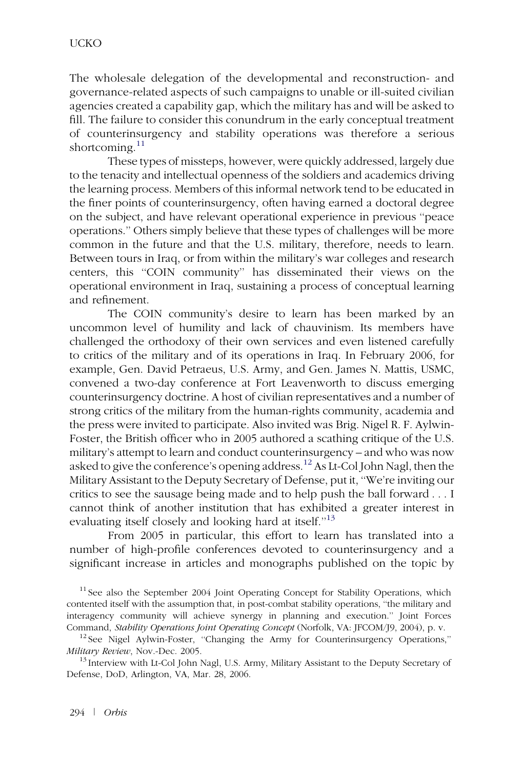The wholesale delegation of the developmental and reconstruction- and governance-related aspects of such campaigns to unable or ill-suited civilian agencies created a capability gap, which the military has and will be asked to fill. The failure to consider this conundrum in the early conceptual treatment of counterinsurgency and stability operations was therefore a serious shortcoming.[11]

These types of missteps, however, were quickly addressed, largely due to the tenacity and intellectual openness of the soldiers and academics driving the learning process. Members of this informal network tend to be educated in the finer points of counterinsurgency, often having earned a doctoral degree on the subject, and have relevant operational experience in previous "peace operations." Others simply believe that these types of challenges will be more common in the future and that the U.S. military, therefore, needs to learn. Between tours in Iraq, or from within the military's war colleges and research centers, this "COIN community" has disseminated their views on the operational environment in Iraq, sustaining a process of conceptual learning and refinement.

The COIN community's desire to learn has been marked by an uncommon level of humility and lack of chauvinism. Its members have challenged the orthodoxy of their own services and even listened carefully to critics of the military and of its operations in Iraq. In February 2006, for example, Gen. David Petraeus, U.S. Army, and Gen. James N. Mattis, USMC, convened a two-day conference at Fort Leavenworth to discuss emerging counterinsurgency doctrine. A host of civilian representatives and a number of strong critics of the military from the human-rights community, academia and the press were invited to participate. Also invited was Brig. Nigel R. F. Aylwin-Foster, the British officer who in 2005 authored a scathing critique of the U.S. military's attempt to learn and conduct counterinsurgency – and who was now asked to give the conference's opening address.[12] As Lt-Col John Nagl, then the Military Assistant to the Deputy Secretary of Defense, put it, "We're inviting our critics to see the sausage being made and to help push the ball forward . . . I cannot think of another institution that has exhibited a greater interest in evaluating itself closely and looking hard at itself."[13]

From 2005 in particular, this effort to learn has translated into a number of high-profile conferences devoted to counterinsurgency and a significant increase in articles and monographs published on the topic by

[11] See also the September 2004 Joint Operating Concept for Stability Operations, which contented itself with the assumption that, in post-combat stability operations, "the military and interagency community will achieve synergy in planning and execution." Joint Forces Command, *Stability Operations Joint Operating Concept* (Norfolk, VA: JFCOM/J9, 2004), p. v.

[12] See Nigel Aylwin-Foster, "Changing the Army for Counterinsurgency Operations," *Military Review*, Nov.-Dec. 2005.

[13] Interview with Lt-Col John Nagl, U.S. Army, Military Assistant to the Deputy Secretary of Defense, DoD, Arlington, VA, Mar. 28, 2006.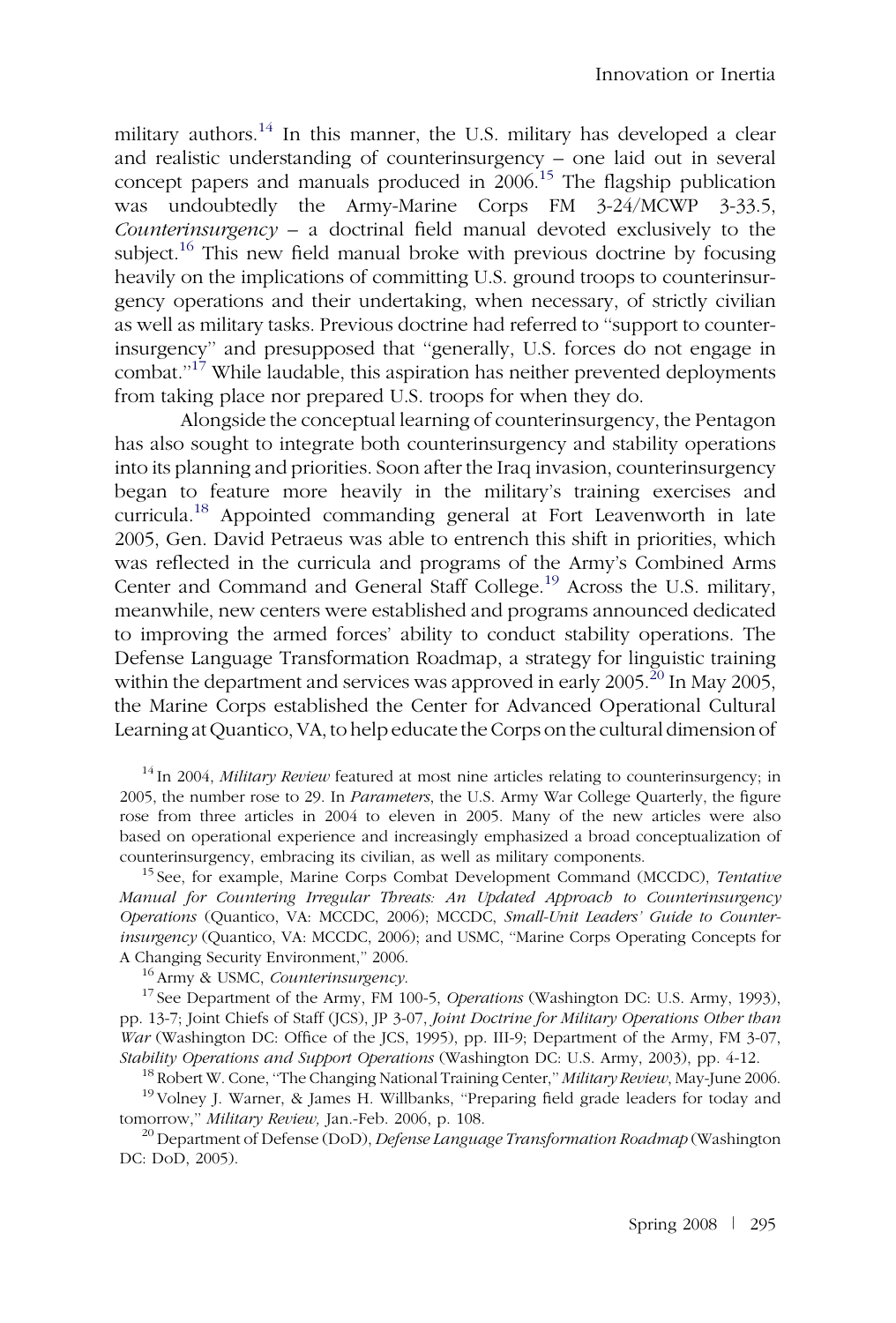military authors.[14] In this manner, the U.S. military has developed a clear and realistic understanding of counterinsurgency – one laid out in several concept papers and manuals produced in 2006.[15] The flagship publication was undoubtedly the Army-Marine Corps FM 3-24/MCWP 3-33.5, *Counterinsurgency* – a doctrinal field manual devoted exclusively to the subject.[16] This new field manual broke with previous doctrine by focusing heavily on the implications of committing U.S. ground troops to counterinsurgency operations and their undertaking, when necessary, of strictly civilian as well as military tasks. Previous doctrine had referred to ''support to counterinsurgency'' and presupposed that ''generally, U.S. forces do not engage in combat.''[17] While laudable, this aspiration has neither prevented deployments from taking place nor prepared U.S. troops for when they do.

Alongside the conceptual learning of counterinsurgency, the Pentagon has also sought to integrate both counterinsurgency and stability operations into its planning and priorities. Soon after the Iraq invasion, counterinsurgency began to feature more heavily in the military's training exercises and curricula.[18] Appointed commanding general at Fort Leavenworth in late 2005, Gen. David Petraeus was able to entrench this shift in priorities, which was reflected in the curricula and programs of the Army's Combined Arms Center and Command and General Staff College.[19] Across the U.S. military, meanwhile, new centers were established and programs announced dedicated to improving the armed forces' ability to conduct stability operations. The Defense Language Transformation Roadmap, a strategy for linguistic training within the department and services was approved in early 2005.[20] In May 2005, the Marine Corps established the Center for Advanced Operational Cultural Learning at Quantico, VA, to help educate the Corps on the cultural dimension of

[14] In 2004, *Military Review* featured at most nine articles relating to counterinsurgency; in 2005, the number rose to 29. In *Parameters*, the U.S. Army War College Quarterly, the figure rose from three articles in 2004 to eleven in 2005. Many of the new articles were also based on operational experience and increasingly emphasized a broad conceptualization of counterinsurgency, embracing its civilian, as well as military components.

[15] See, for example, Marine Corps Combat Development Command (MCCDC), *Tentative Manual for Countering Irregular Threats: An Updated Approach to Counterinsurgency Operations* (Quantico, VA: MCCDC, 2006); MCCDC, *Small-Unit Leaders' Guide to Counterinsurgency* (Quantico, VA: MCCDC, 2006); and USMC, ''Marine Corps Operating Concepts for A Changing Security Environment,'' 2006.

[16] Army & USMC, *Counterinsurgency*.

[17] See Department of the Army, FM 100-5, *Operations* (Washington DC: U.S. Army, 1993), pp. 13-7; Joint Chiefs of Staff (JCS), JP 3-07, *Joint Doctrine for Military Operations Other than War* (Washington DC: Office of the JCS, 1995), pp. III-9; Department of the Army, FM 3-07, *Stability Operations and Support Operations* (Washington DC: U.S. Army, 2003), pp. 4-12.

[18] Robert W. Cone, ''The Changing National Training Center,'' *Military Review*, May-June 2006.

[19] Volney J. Warner, & James H. Willbanks, ''Preparing field grade leaders for today and tomorrow,'' *Military Review,* Jan.-Feb. 2006, p. 108.

[20] Department of Defense (DoD), *Defense Language Transformation Roadmap* (Washington DC: DoD, 2005).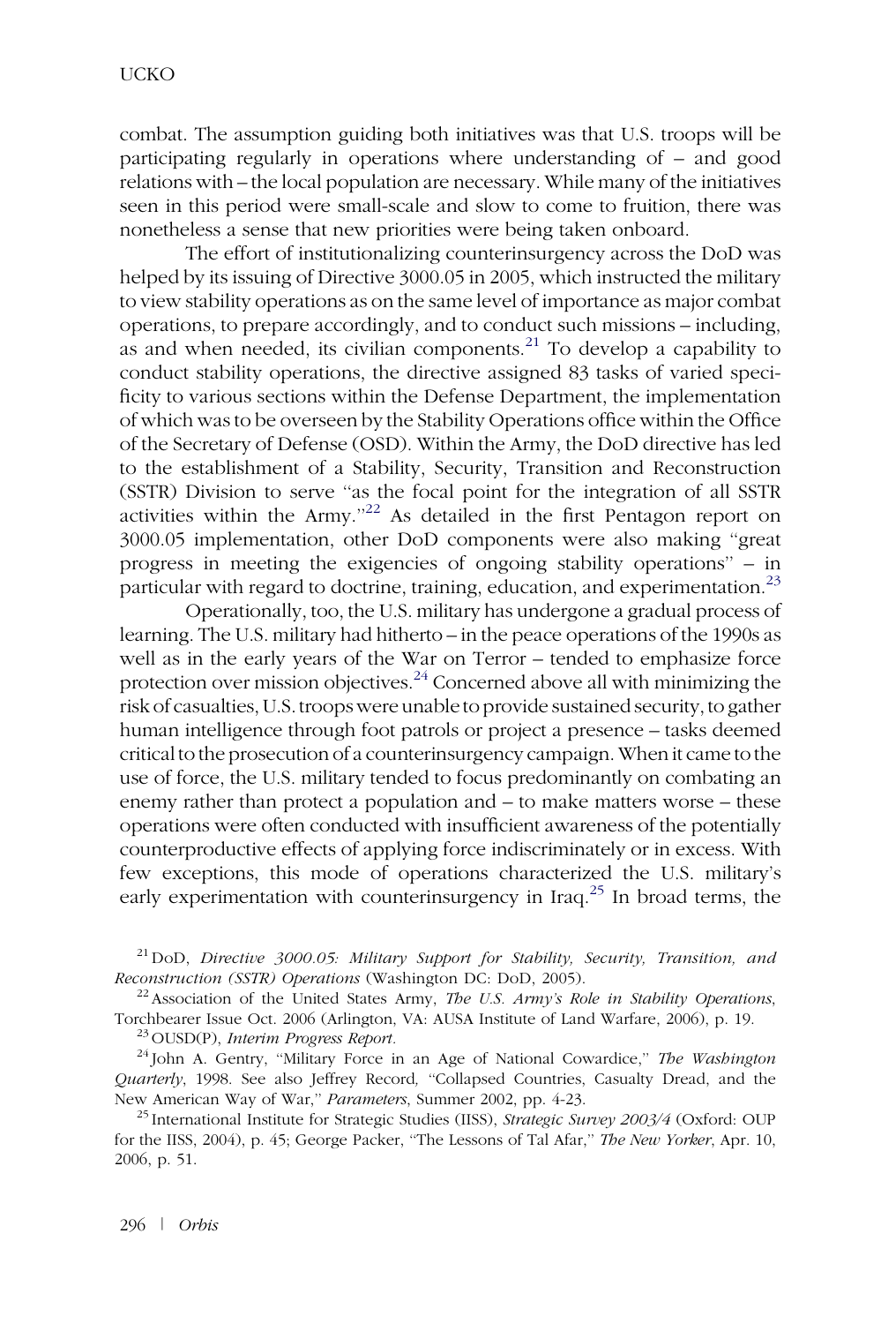combat. The assumption guiding both initiatives was that U.S. troops will be participating regularly in operations where understanding of – and good relations with – the local population are necessary. While many of the initiatives seen in this period were small-scale and slow to come to fruition, there was nonetheless a sense that new priorities were being taken onboard.

The effort of institutionalizing counterinsurgency across the DoD was helped by its issuing of Directive 3000.05 in 2005, which instructed the military to view stability operations as on the same level of importance as major combat operations, to prepare accordingly, and to conduct such missions – including, as and when needed, its civilian components.[21] To develop a capability to conduct stability operations, the directive assigned 83 tasks of varied specificity to various sections within the Defense Department, the implementation of which was to be overseen by the Stability Operations office within the Office of the Secretary of Defense (OSD). Within the Army, the DoD directive has led to the establishment of a Stability, Security, Transition and Reconstruction (SSTR) Division to serve "as the focal point for the integration of all SSTR activities within the Army."[22] As detailed in the first Pentagon report on 3000.05 implementation, other DoD components were also making "great progress in meeting the exigencies of ongoing stability operations" – in particular with regard to doctrine, training, education, and experimentation.[23]

Operationally, too, the U.S. military has undergone a gradual process of learning. The U.S. military had hitherto – in the peace operations of the 1990s as well as in the early years of the War on Terror – tended to emphasize force protection over mission objectives.[24] Concerned above all with minimizing the risk of casualties, U.S. troops were unable to provide sustained security, to gather human intelligence through foot patrols or project a presence – tasks deemed critical to the prosecution of a counterinsurgency campaign. When it came to the use of force, the U.S. military tended to focus predominantly on combating an enemy rather than protect a population and – to make matters worse – these operations were often conducted with insufficient awareness of the potentially counterproductive effects of applying force indiscriminately or in excess. With few exceptions, this mode of operations characterized the U.S. military's early experimentation with counterinsurgency in Iraq.[25] In broad terms, the

---

[21] DoD, *Directive 3000.05: Military Support for Stability, Security, Transition, and Reconstruction (SSTR) Operations* (Washington DC: DoD, 2005).

[22] Association of the United States Army, *The U.S. Army's Role in Stability Operations*, Torchbearer Issue Oct. 2006 (Arlington, VA: AUSA Institute of Land Warfare, 2006), p. 19.

[23] OUSD(P), *Interim Progress Report*.

[24] John A. Gentry, "Military Force in an Age of National Cowardice," *The Washington Quarterly*, 1998. See also Jeffrey Record, "Collapsed Countries, Casualty Dread, and the New American Way of War," *Parameters*, Summer 2002, pp. 4-23.

[25] International Institute for Strategic Studies (IISS), *Strategic Survey 2003/4* (Oxford: OUP for the IISS, 2004), p. 45; George Packer, "The Lessons of Tal Afar," *The New Yorker*, Apr. 10, 2006, p. 51.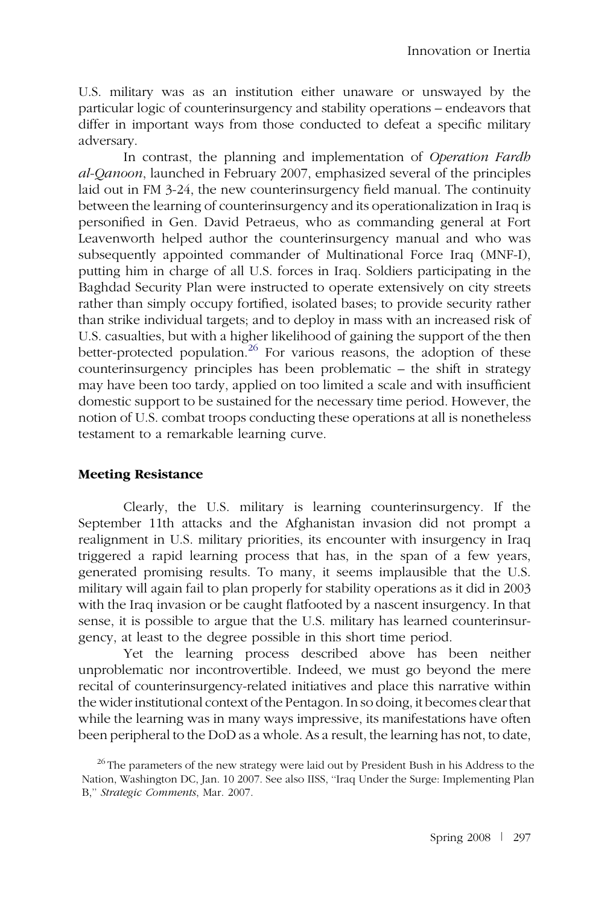U.S. military was as an institution either unaware or unswayed by the particular logic of counterinsurgency and stability operations – endeavors that differ in important ways from those conducted to defeat a specific military adversary.

In contrast, the planning and implementation of *Operation Fardh al-Qanoon*, launched in February 2007, emphasized several of the principles laid out in FM 3-24, the new counterinsurgency field manual. The continuity between the learning of counterinsurgency and its operationalization in Iraq is personified in Gen. David Petraeus, who as commanding general at Fort Leavenworth helped author the counterinsurgency manual and who was subsequently appointed commander of Multinational Force Iraq (MNF-I), putting him in charge of all U.S. forces in Iraq. Soldiers participating in the Baghdad Security Plan were instructed to operate extensively on city streets rather than simply occupy fortified, isolated bases; to provide security rather than strike individual targets; and to deploy in mass with an increased risk of U.S. casualties, but with a higher likelihood of gaining the support of the then better-protected population.[26] For various reasons, the adoption of these counterinsurgency principles has been problematic – the shift in strategy may have been too tardy, applied on too limited a scale and with insufficient domestic support to be sustained for the necessary time period. However, the notion of U.S. combat troops conducting these operations at all is nonetheless testament to a remarkable learning curve.

## Meeting Resistance

Clearly, the U.S. military is learning counterinsurgency. If the September 11th attacks and the Afghanistan invasion did not prompt a realignment in U.S. military priorities, its encounter with insurgency in Iraq triggered a rapid learning process that has, in the span of a few years, generated promising results. To many, it seems implausible that the U.S. military will again fail to plan properly for stability operations as it did in 2003 with the Iraq invasion or be caught flatfooted by a nascent insurgency. In that sense, it is possible to argue that the U.S. military has learned counterinsurgency, at least to the degree possible in this short time period.

Yet the learning process described above has been neither unproblematic nor incontrovertible. Indeed, we must go beyond the mere recital of counterinsurgency-related initiatives and place this narrative within the wider institutional context of the Pentagon. In so doing, it becomes clear that while the learning was in many ways impressive, its manifestations have often been peripheral to the DoD as a whole. As a result, the learning has not, to date,

[26] The parameters of the new strategy were laid out by President Bush in his Address to the Nation, Washington DC, Jan. 10 2007. See also IISS, "Iraq Under the Surge: Implementing Plan B," *Strategic Comments*, Mar. 2007.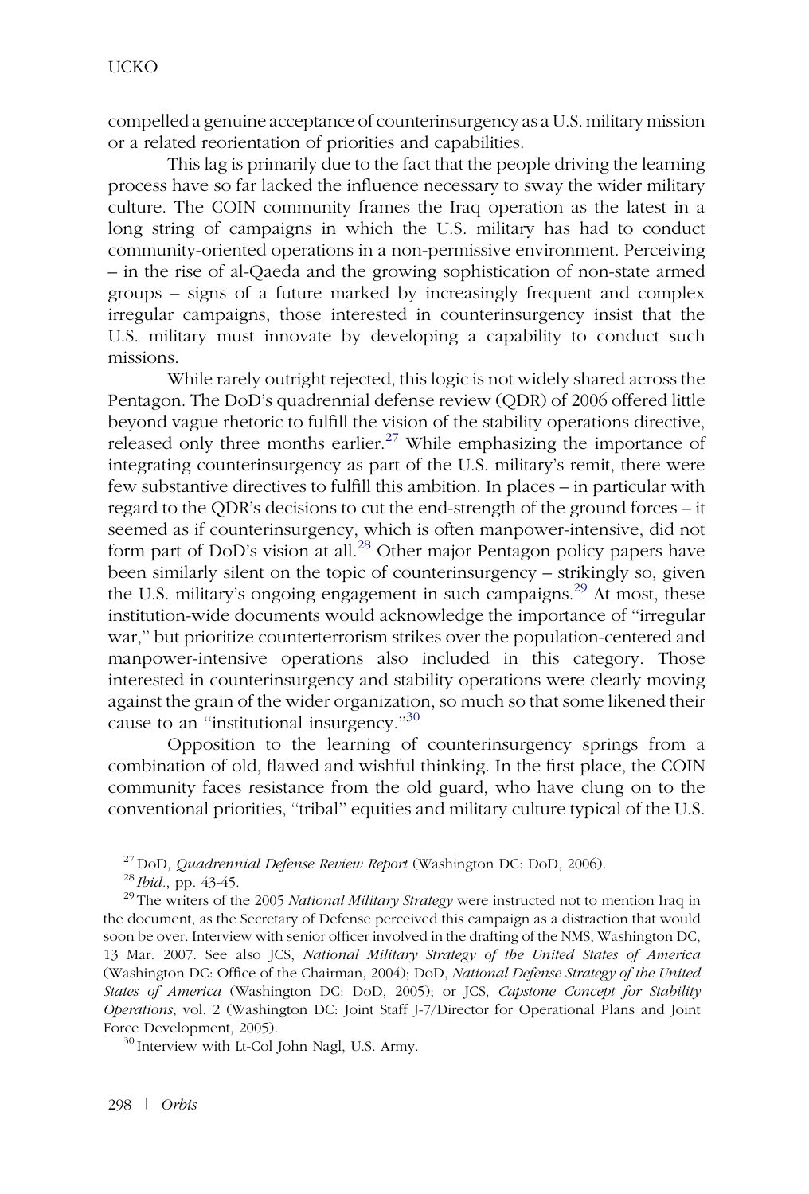compelled a genuine acceptance of counterinsurgency as a U.S. military mission or a related reorientation of priorities and capabilities.

This lag is primarily due to the fact that the people driving the learning process have so far lacked the influence necessary to sway the wider military culture. The COIN community frames the Iraq operation as the latest in a long string of campaigns in which the U.S. military has had to conduct community-oriented operations in a non-permissive environment. Perceiving – in the rise of al-Qaeda and the growing sophistication of non-state armed groups – signs of a future marked by increasingly frequent and complex irregular campaigns, those interested in counterinsurgency insist that the U.S. military must innovate by developing a capability to conduct such missions.

While rarely outright rejected, this logic is not widely shared across the Pentagon. The DoD's quadrennial defense review (QDR) of 2006 offered little beyond vague rhetoric to fulfill the vision of the stability operations directive, released only three months earlier.[27] While emphasizing the importance of integrating counterinsurgency as part of the U.S. military's remit, there were few substantive directives to fulfill this ambition. In places – in particular with regard to the QDR's decisions to cut the end-strength of the ground forces – it seemed as if counterinsurgency, which is often manpower-intensive, did not form part of DoD's vision at all.[28] Other major Pentagon policy papers have been similarly silent on the topic of counterinsurgency – strikingly so, given the U.S. military's ongoing engagement in such campaigns.[29] At most, these institution-wide documents would acknowledge the importance of "irregular war," but prioritize counterterrorism strikes over the population-centered and manpower-intensive operations also included in this category. Those interested in counterinsurgency and stability operations were clearly moving against the grain of the wider organization, so much so that some likened their cause to an "institutional insurgency."[30]

Opposition to the learning of counterinsurgency springs from a combination of old, flawed and wishful thinking. In the first place, the COIN community faces resistance from the old guard, who have clung on to the conventional priorities, "tribal" equities and military culture typical of the U.S.

[27] DoD, *Quadrennial Defense Review Report* (Washington DC: DoD, 2006).

[28] *Ibid*., pp. 43-45.

[29] The writers of the 2005 *National Military Strategy* were instructed not to mention Iraq in the document, as the Secretary of Defense perceived this campaign as a distraction that would soon be over. Interview with senior officer involved in the drafting of the NMS, Washington DC, 13 Mar. 2007. See also JCS, *National Military Strategy of the United States of America* (Washington DC: Office of the Chairman, 2004); DoD, *National Defense Strategy of the United States of America* (Washington DC: DoD, 2005); or JCS, *Capstone Concept for Stability Operations*, vol. 2 (Washington DC: Joint Staff J-7/Director for Operational Plans and Joint Force Development, 2005).

[30] Interview with Lt-Col John Nagl, U.S. Army.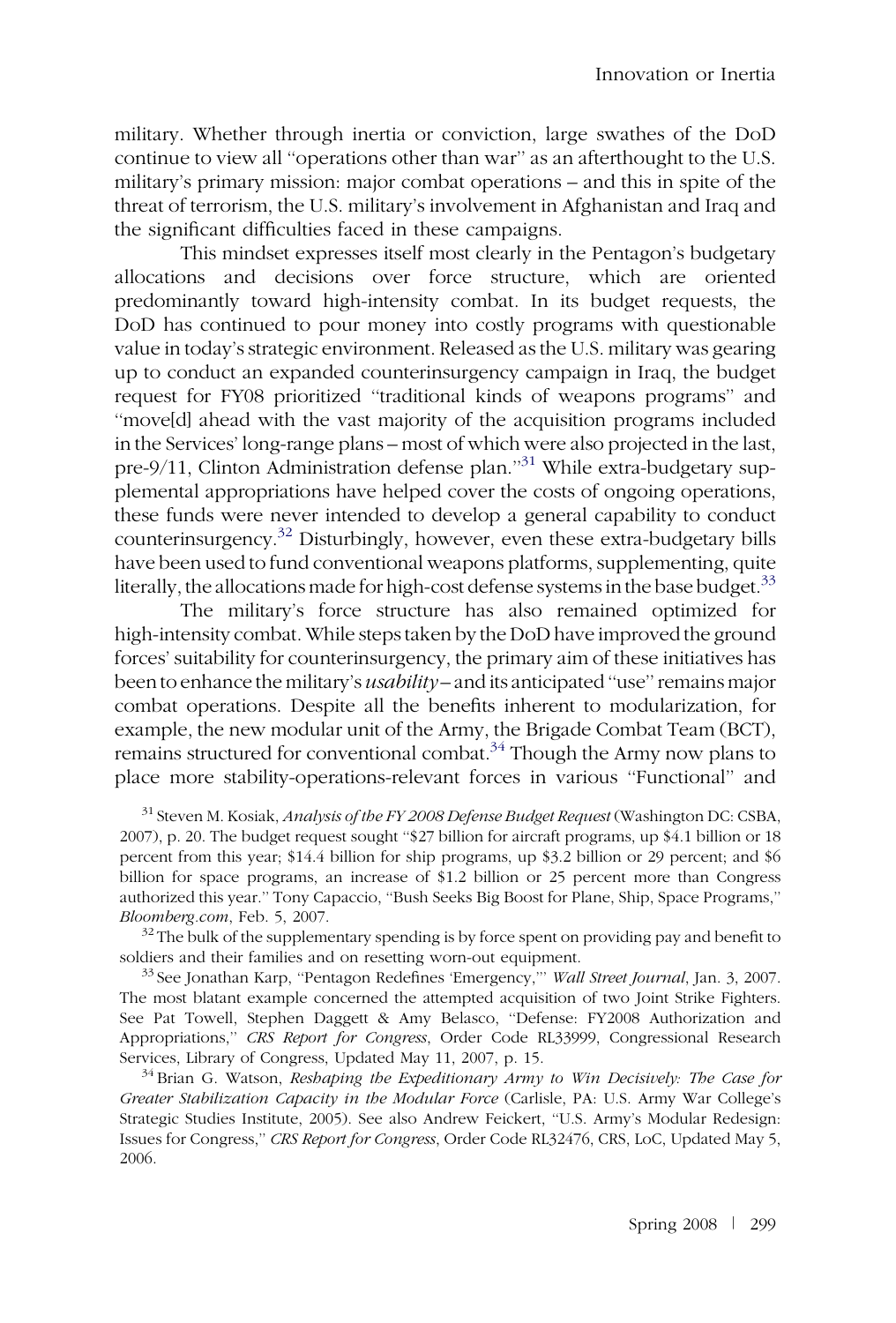military. Whether through inertia or conviction, large swathes of the DoD continue to view all ''operations other than war'' as an afterthought to the U.S. military's primary mission: major combat operations – and this in spite of the threat of terrorism, the U.S. military's involvement in Afghanistan and Iraq and the significant difficulties faced in these campaigns.

This mindset expresses itself most clearly in the Pentagon's budgetary allocations and decisions over force structure, which are oriented predominantly toward high-intensity combat. In its budget requests, the DoD has continued to pour money into costly programs with questionable value in today's strategic environment. Released as the U.S. military was gearing up to conduct an expanded counterinsurgency campaign in Iraq, the budget request for FY08 prioritized ''traditional kinds of weapons programs'' and ''move[d] ahead with the vast majority of the acquisition programs included in the Services' long-range plans – most of which were also projected in the last, pre-9/11, Clinton Administration defense plan.''[31] While extra-budgetary supplemental appropriations have helped cover the costs of ongoing operations, these funds were never intended to develop a general capability to conduct counterinsurgency.[32] Disturbingly, however, even these extra-budgetary bills have been used to fund conventional weapons platforms, supplementing, quite literally, the allocations made for high-cost defense systems in the base budget.[33]

The military's force structure has also remained optimized for high-intensity combat. While steps taken by the DoD have improved the ground forces' suitability for counterinsurgency, the primary aim of these initiatives has been to enhance the military's *usability* – and its anticipated ''use'' remains major combat operations. Despite all the benefits inherent to modularization, for example, the new modular unit of the Army, the Brigade Combat Team (BCT), remains structured for conventional combat.[34] Though the Army now plans to place more stability-operations-relevant forces in various ''Functional'' and

[31] Steven M. Kosiak, *Analysis of the FY 2008 Defense Budget Request* (Washington DC: CSBA, 2007), p. 20. The budget request sought ''$27 billion for aircraft programs, up $4.1 billion or 18 percent from this year; $14.4 billion for ship programs, up $3.2 billion or 29 percent; and $6 billion for space programs, an increase of $1.2 billion or 25 percent more than Congress authorized this year.'' Tony Capaccio, ''Bush Seeks Big Boost for Plane, Ship, Space Programs,'' *Bloomberg.com*, Feb. 5, 2007.

[32] The bulk of the supplementary spending is by force spent on providing pay and benefit to soldiers and their families and on resetting worn-out equipment.

[33] See Jonathan Karp, ''Pentagon Redefines 'Emergency,''' *Wall Street Journal*, Jan. 3, 2007. The most blatant example concerned the attempted acquisition of two Joint Strike Fighters. See Pat Towell, Stephen Daggett & Amy Belasco, ''Defense: FY2008 Authorization and Appropriations,'' *CRS Report for Congress*, Order Code RL33999, Congressional Research Services, Library of Congress, Updated May 11, 2007, p. 15.

[34] Brian G. Watson, *Reshaping the Expeditionary Army to Win Decisively: The Case for Greater Stabilization Capacity in the Modular Force* (Carlisle, PA: U.S. Army War College's Strategic Studies Institute, 2005). See also Andrew Feickert, ''U.S. Army's Modular Redesign: Issues for Congress,'' *CRS Report for Congress*, Order Code RL32476, CRS, LoC, Updated May 5, 2006.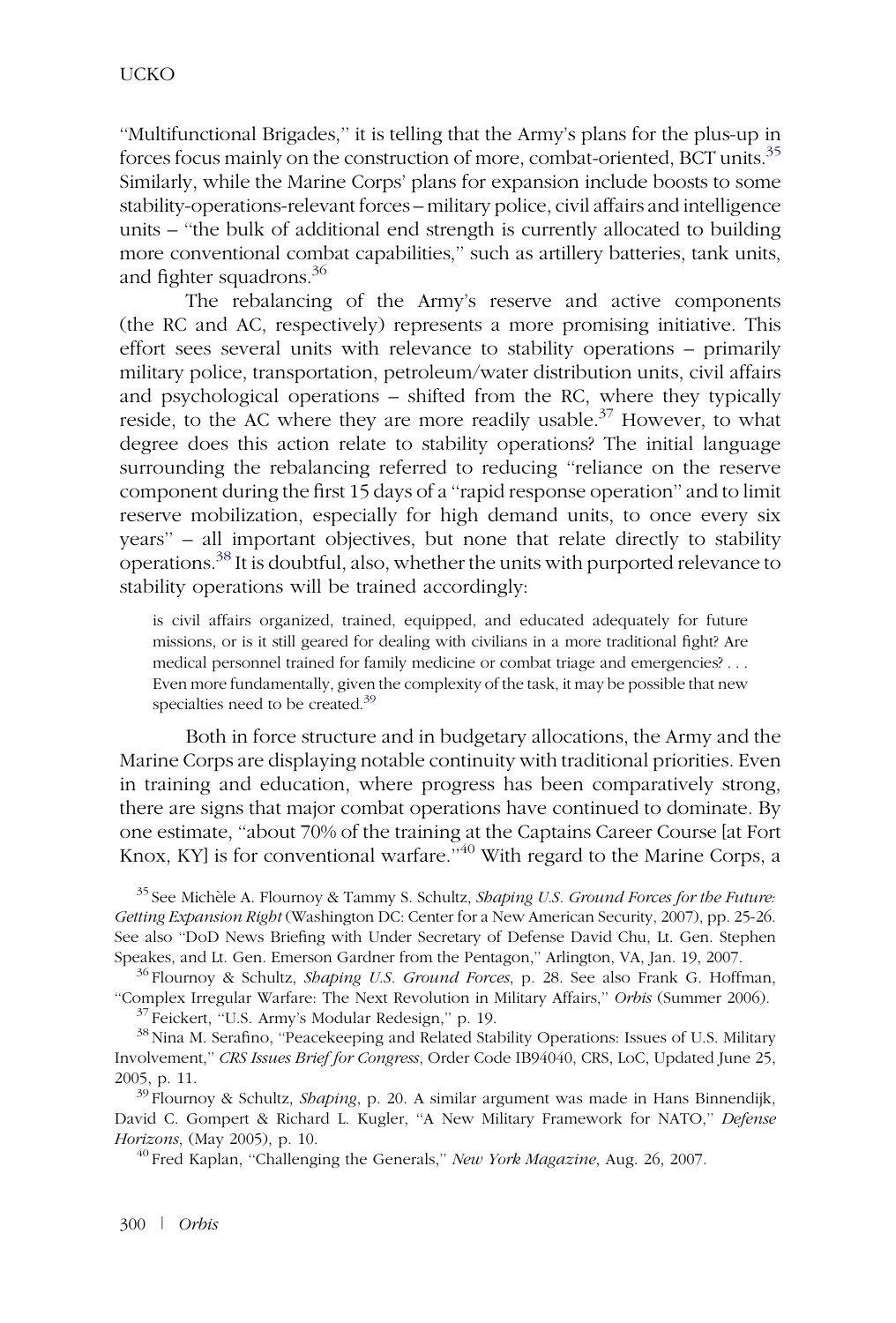"Multifunctional Brigades," it is telling that the Army's plans for the plus-up in forces focus mainly on the construction of more, combat-oriented, BCT units.[35] Similarly, while the Marine Corps' plans for expansion include boosts to some stability-operations-relevant forces – military police, civil affairs and intelligence units – "the bulk of additional end strength is currently allocated to building more conventional combat capabilities," such as artillery batteries, tank units, and fighter squadrons.[36]

The rebalancing of the Army's reserve and active components (the RC and AC, respectively) represents a more promising initiative. This effort sees several units with relevance to stability operations – primarily military police, transportation, petroleum/water distribution units, civil affairs and psychological operations – shifted from the RC, where they typically reside, to the AC where they are more readily usable.[37] However, to what degree does this action relate to stability operations? The initial language surrounding the rebalancing referred to reducing "reliance on the reserve component during the first 15 days of a "rapid response operation" and to limit reserve mobilization, especially for high demand units, to once every six years" – all important objectives, but none that relate directly to stability operations.[38] It is doubtful, also, whether the units with purported relevance to stability operations will be trained accordingly:

> is civil affairs organized, trained, equipped, and educated adequately for future missions, or is it still geared for dealing with civilians in a more traditional fight? Are medical personnel trained for family medicine or combat triage and emergencies? . . . Even more fundamentally, given the complexity of the task, it may be possible that new specialties need to be created.[39]

Both in force structure and in budgetary allocations, the Army and the Marine Corps are displaying notable continuity with traditional priorities. Even in training and education, where progress has been comparatively strong, there are signs that major combat operations have continued to dominate. By one estimate, "about 70% of the training at the Captains Career Course [at Fort Knox, KY] is for conventional warfare."[40] With regard to the Marine Corps, a

[35] See Michèle A. Flournoy & Tammy S. Schultz, *Shaping U.S. Ground Forces for the Future: Getting Expansion Right* (Washington DC: Center for a New American Security, 2007), pp. 25-26. See also "DoD News Briefing with Under Secretary of Defense David Chu, Lt. Gen. Stephen Speakes, and Lt. Gen. Emerson Gardner from the Pentagon," Arlington, VA, Jan. 19, 2007.

[36] Flournoy & Schultz, *Shaping U.S. Ground Forces*, p. 28. See also Frank G. Hoffman, "Complex Irregular Warfare: The Next Revolution in Military Affairs," *Orbis* (Summer 2006).

[37] Feickert, "U.S. Army's Modular Redesign," p. 19.

[38] Nina M. Serafino, "Peacekeeping and Related Stability Operations: Issues of U.S. Military Involvement," *CRS Issues Brief for Congress*, Order Code IB94040, CRS, LoC, Updated June 25, 2005, p. 11.

[39] Flournoy & Schultz, *Shaping*, p. 20. A similar argument was made in Hans Binnendijk, David C. Gompert & Richard L. Kugler, "A New Military Framework for NATO," *Defense Horizons*, (May 2005), p. 10.

[40] Fred Kaplan, "Challenging the Generals," *New York Magazine*, Aug. 26, 2007.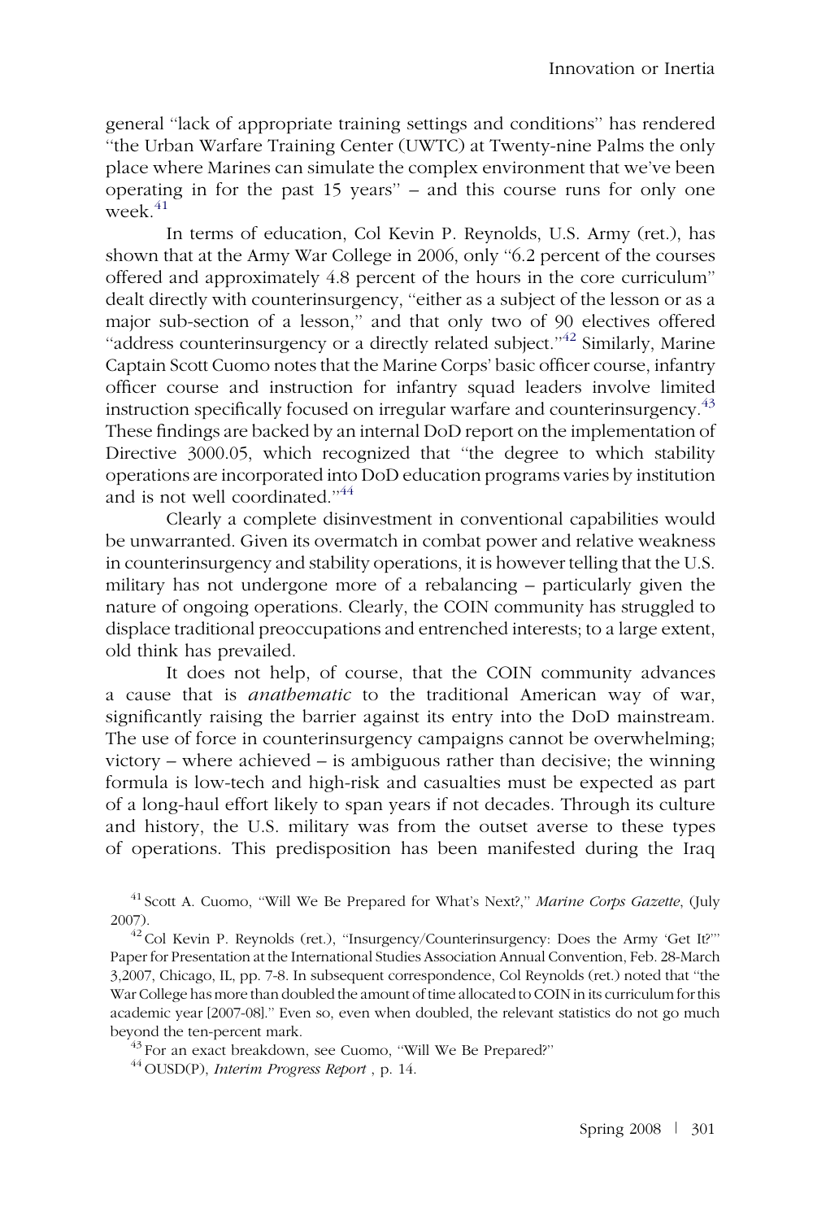general "lack of appropriate training settings and conditions" has rendered "the Urban Warfare Training Center (UWTC) at Twenty-nine Palms the only place where Marines can simulate the complex environment that we've been operating in for the past 15 years" – and this course runs for only one week.[41]

In terms of education, Col Kevin P. Reynolds, U.S. Army (ret.), has shown that at the Army War College in 2006, only "6.2 percent of the courses offered and approximately 4.8 percent of the hours in the core curriculum" dealt directly with counterinsurgency, "either as a subject of the lesson or as a major sub-section of a lesson," and that only two of 90 electives offered "address counterinsurgency or a directly related subject."[42] Similarly, Marine Captain Scott Cuomo notes that the Marine Corps' basic officer course, infantry officer course and instruction for infantry squad leaders involve limited instruction specifically focused on irregular warfare and counterinsurgency.[43] These findings are backed by an internal DoD report on the implementation of Directive 3000.05, which recognized that "the degree to which stability operations are incorporated into DoD education programs varies by institution and is not well coordinated."[44]

Clearly a complete disinvestment in conventional capabilities would be unwarranted. Given its overmatch in combat power and relative weakness in counterinsurgency and stability operations, it is however telling that the U.S. military has not undergone more of a rebalancing – particularly given the nature of ongoing operations. Clearly, the COIN community has struggled to displace traditional preoccupations and entrenched interests; to a large extent, old think has prevailed.

It does not help, of course, that the COIN community advances a cause that is *anathematic* to the traditional American way of war, significantly raising the barrier against its entry into the DoD mainstream. The use of force in counterinsurgency campaigns cannot be overwhelming; victory – where achieved – is ambiguous rather than decisive; the winning formula is low-tech and high-risk and casualties must be expected as part of a long-haul effort likely to span years if not decades. Through its culture and history, the U.S. military was from the outset averse to these types of operations. This predisposition has been manifested during the Iraq

[41] Scott A. Cuomo, "Will We Be Prepared for What's Next?," *Marine Corps Gazette*, (July 2007).

[42] Col Kevin P. Reynolds (ret.), "Insurgency/Counterinsurgency: Does the Army 'Get It?'" Paper for Presentation at the International Studies Association Annual Convention, Feb. 28-March 3,2007, Chicago, IL, pp. 7-8. In subsequent correspondence, Col Reynolds (ret.) noted that "the War College has more than doubled the amount of time allocated to COIN in its curriculum for this academic year [2007-08]." Even so, even when doubled, the relevant statistics do not go much beyond the ten-percent mark.

[43] For an exact breakdown, see Cuomo, "Will We Be Prepared?"

[44] OUSD(P), *Interim Progress Report* , p. 14.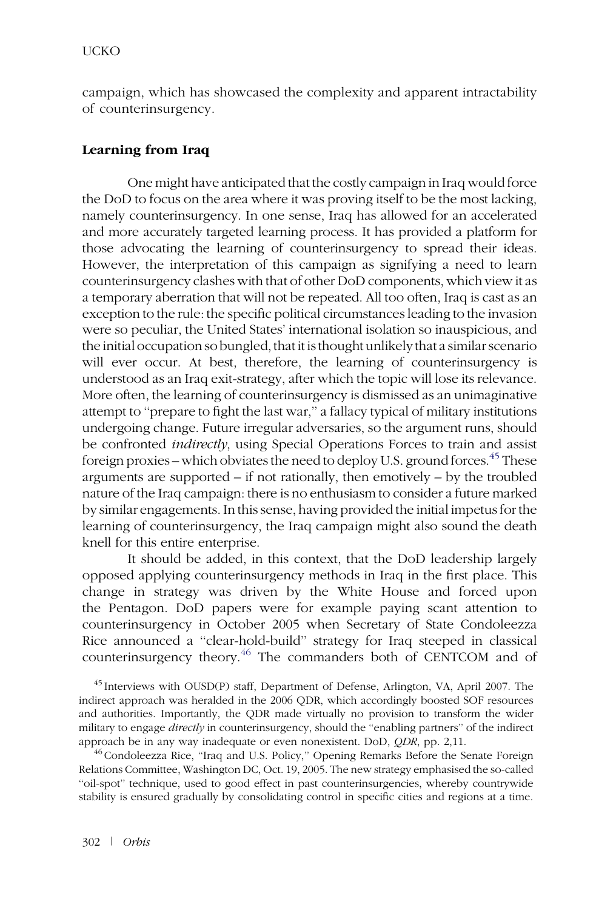campaign, which has showcased the complexity and apparent intractability of counterinsurgency.

## Learning from Iraq

One might have anticipated that the costly campaign in Iraq would force the DoD to focus on the area where it was proving itself to be the most lacking, namely counterinsurgency. In one sense, Iraq has allowed for an accelerated and more accurately targeted learning process. It has provided a platform for those advocating the learning of counterinsurgency to spread their ideas. However, the interpretation of this campaign as signifying a need to learn counterinsurgency clashes with that of other DoD components, which view it as a temporary aberration that will not be repeated. All too often, Iraq is cast as an exception to the rule: the specific political circumstances leading to the invasion were so peculiar, the United States' international isolation so inauspicious, and the initial occupation so bungled, that it is thought unlikely that a similar scenario will ever occur. At best, therefore, the learning of counterinsurgency is understood as an Iraq exit-strategy, after which the topic will lose its relevance. More often, the learning of counterinsurgency is dismissed as an unimaginative attempt to "prepare to fight the last war," a fallacy typical of military institutions undergoing change. Future irregular adversaries, so the argument runs, should be confronted *indirectly*, using Special Operations Forces to train and assist foreign proxies – which obviates the need to deploy U.S. ground forces.[45] These arguments are supported – if not rationally, then emotively – by the troubled nature of the Iraq campaign: there is no enthusiasm to consider a future marked by similar engagements. In this sense, having provided the initial impetus for the learning of counterinsurgency, the Iraq campaign might also sound the death knell for this entire enterprise.

It should be added, in this context, that the DoD leadership largely opposed applying counterinsurgency methods in Iraq in the first place. This change in strategy was driven by the White House and forced upon the Pentagon. DoD papers were for example paying scant attention to counterinsurgency in October 2005 when Secretary of State Condoleezza Rice announced a "clear-hold-build" strategy for Iraq steeped in classical counterinsurgency theory.[46] The commanders both of CENTCOM and of

[45] Interviews with OUSD(P) staff, Department of Defense, Arlington, VA, April 2007. The indirect approach was heralded in the 2006 QDR, which accordingly boosted SOF resources and authorities. Importantly, the QDR made virtually no provision to transform the wider military to engage *directly* in counterinsurgency, should the "enabling partners" of the indirect approach be in any way inadequate or even nonexistent. DoD, *QDR*, pp. 2,11.

[46] Condoleezza Rice, "Iraq and U.S. Policy," Opening Remarks Before the Senate Foreign Relations Committee, Washington DC, Oct. 19, 2005. The new strategy emphasised the so-called "oil-spot" technique, used to good effect in past counterinsurgencies, whereby countrywide stability is ensured gradually by consolidating control in specific cities and regions at a time.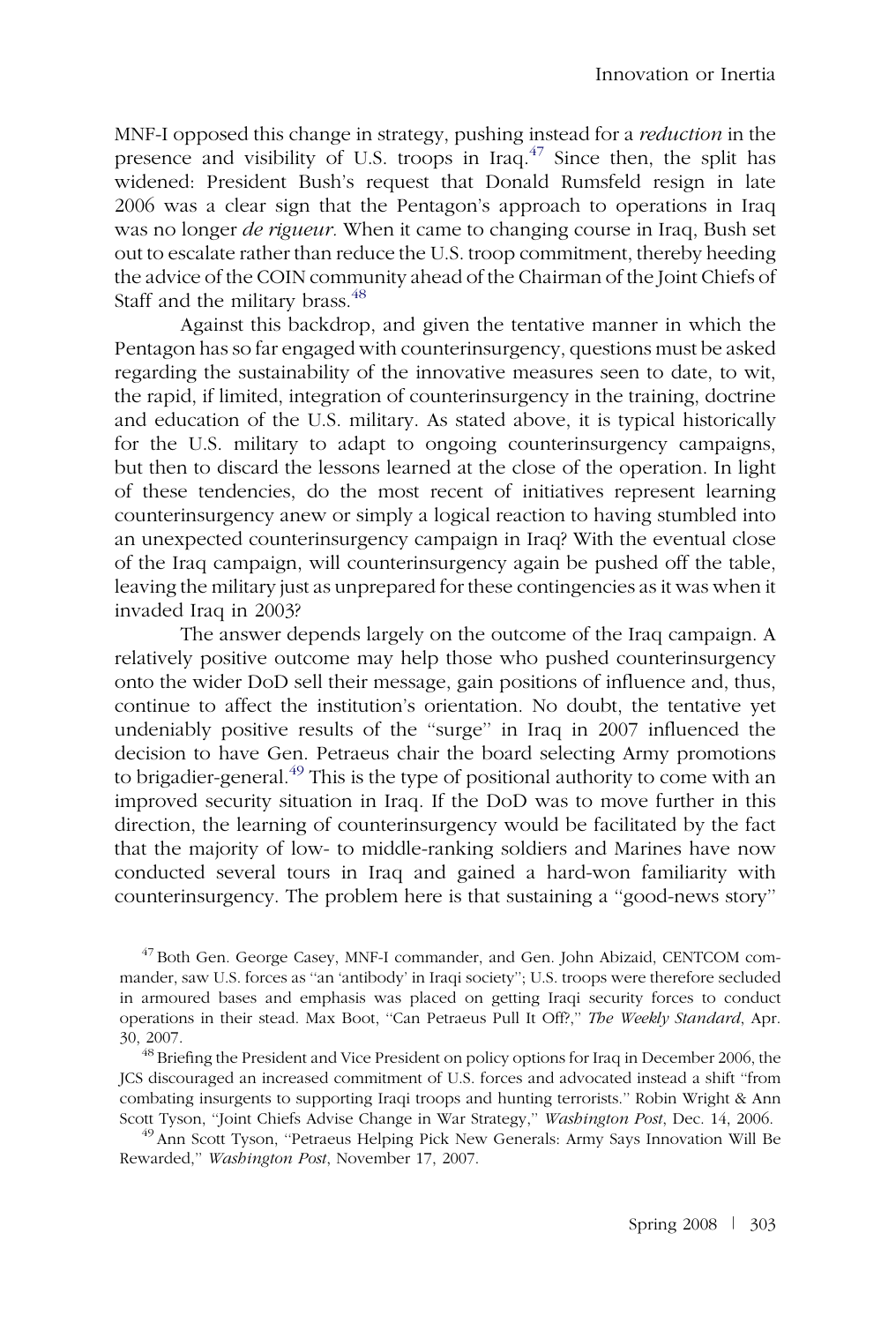MNF-I opposed this change in strategy, pushing instead for a *reduction* in the presence and visibility of U.S. troops in Iraq.[47] Since then, the split has widened: President Bush's request that Donald Rumsfeld resign in late 2006 was a clear sign that the Pentagon's approach to operations in Iraq was no longer *de rigueur*. When it came to changing course in Iraq, Bush set out to escalate rather than reduce the U.S. troop commitment, thereby heeding the advice of the COIN community ahead of the Chairman of the Joint Chiefs of Staff and the military brass.[48]

Against this backdrop, and given the tentative manner in which the Pentagon has so far engaged with counterinsurgency, questions must be asked regarding the sustainability of the innovative measures seen to date, to wit, the rapid, if limited, integration of counterinsurgency in the training, doctrine and education of the U.S. military. As stated above, it is typical historically for the U.S. military to adapt to ongoing counterinsurgency campaigns, but then to discard the lessons learned at the close of the operation. In light of these tendencies, do the most recent of initiatives represent learning counterinsurgency anew or simply a logical reaction to having stumbled into an unexpected counterinsurgency campaign in Iraq? With the eventual close of the Iraq campaign, will counterinsurgency again be pushed off the table, leaving the military just as unprepared for these contingencies as it was when it invaded Iraq in 2003?

The answer depends largely on the outcome of the Iraq campaign. A relatively positive outcome may help those who pushed counterinsurgency onto the wider DoD sell their message, gain positions of influence and, thus, continue to affect the institution's orientation. No doubt, the tentative yet undeniably positive results of the "surge" in Iraq in 2007 influenced the decision to have Gen. Petraeus chair the board selecting Army promotions to brigadier-general.[49] This is the type of positional authority to come with an improved security situation in Iraq. If the DoD was to move further in this direction, the learning of counterinsurgency would be facilitated by the fact that the majority of low- to middle-ranking soldiers and Marines have now conducted several tours in Iraq and gained a hard-won familiarity with counterinsurgency. The problem here is that sustaining a "good-news story"

[47] Both Gen. George Casey, MNF-I commander, and Gen. John Abizaid, CENTCOM commander, saw U.S. forces as "an 'antibody' in Iraqi society"; U.S. troops were therefore secluded in armoured bases and emphasis was placed on getting Iraqi security forces to conduct operations in their stead. Max Boot, "Can Petraeus Pull It Off?," *The Weekly Standard*, Apr. 30, 2007.

[48] Briefing the President and Vice President on policy options for Iraq in December 2006, the JCS discouraged an increased commitment of U.S. forces and advocated instead a shift "from combating insurgents to supporting Iraqi troops and hunting terrorists." Robin Wright & Ann Scott Tyson, "Joint Chiefs Advise Change in War Strategy," *Washington Post*, Dec. 14, 2006.

[49] Ann Scott Tyson, "Petraeus Helping Pick New Generals: Army Says Innovation Will Be Rewarded," *Washington Post*, November 17, 2007.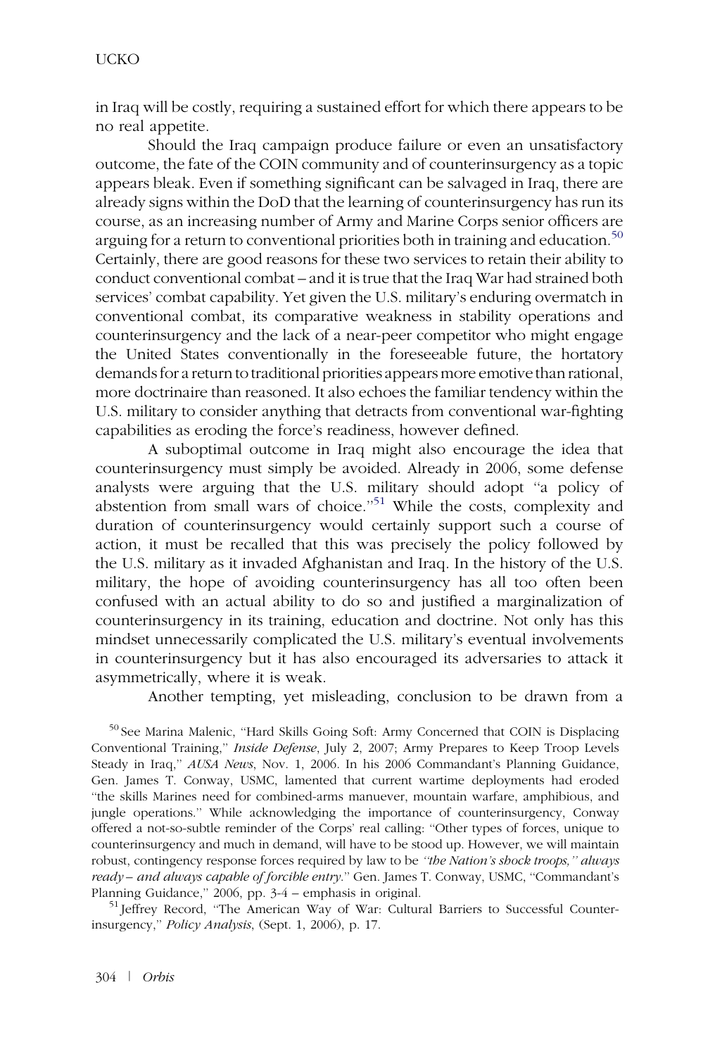in Iraq will be costly, requiring a sustained effort for which there appears to be no real appetite.

Should the Iraq campaign produce failure or even an unsatisfactory outcome, the fate of the COIN community and of counterinsurgency as a topic appears bleak. Even if something significant can be salvaged in Iraq, there are already signs within the DoD that the learning of counterinsurgency has run its course, as an increasing number of Army and Marine Corps senior officers are arguing for a return to conventional priorities both in training and education.[50] Certainly, there are good reasons for these two services to retain their ability to conduct conventional combat – and it is true that the Iraq War had strained both services' combat capability. Yet given the U.S. military's enduring overmatch in conventional combat, its comparative weakness in stability operations and counterinsurgency and the lack of a near-peer competitor who might engage the United States conventionally in the foreseeable future, the hortatory demands for a return to traditional priorities appears more emotive than rational, more doctrinaire than reasoned. It also echoes the familiar tendency within the U.S. military to consider anything that detracts from conventional war-fighting capabilities as eroding the force's readiness, however defined.

A suboptimal outcome in Iraq might also encourage the idea that counterinsurgency must simply be avoided. Already in 2006, some defense analysts were arguing that the U.S. military should adopt "a policy of abstention from small wars of choice."[51] While the costs, complexity and duration of counterinsurgency would certainly support such a course of action, it must be recalled that this was precisely the policy followed by the U.S. military as it invaded Afghanistan and Iraq. In the history of the U.S. military, the hope of avoiding counterinsurgency has all too often been confused with an actual ability to do so and justified a marginalization of counterinsurgency in its training, education and doctrine. Not only has this mindset unnecessarily complicated the U.S. military's eventual involvements in counterinsurgency but it has also encouraged its adversaries to attack it asymmetrically, where it is weak.

Another tempting, yet misleading, conclusion to be drawn from a

[50] See Marina Malenic, "Hard Skills Going Soft: Army Concerned that COIN is Displacing Conventional Training," *Inside Defense*, July 2, 2007; Army Prepares to Keep Troop Levels Steady in Iraq," *AUSA News*, Nov. 1, 2006. In his 2006 Commandant's Planning Guidance, Gen. James T. Conway, USMC, lamented that current wartime deployments had eroded "the skills Marines need for combined-arms manuever, mountain warfare, amphibious, and jungle operations." While acknowledging the importance of counterinsurgency, Conway offered a not-so-subtle reminder of the Corps' real calling: "Other types of forces, unique to counterinsurgency and much in demand, will have to be stood up. However, we will maintain robust, contingency response forces required by law to be *"the Nation's shock troops," always ready – and always capable of forcible entry*." Gen. James T. Conway, USMC, "Commandant's Planning Guidance," 2006, pp. 3-4 – emphasis in original.

[51] Jeffrey Record, "The American Way of War: Cultural Barriers to Successful Counter-insurgency," *Policy Analysis*, (Sept. 1, 2006), p. 17.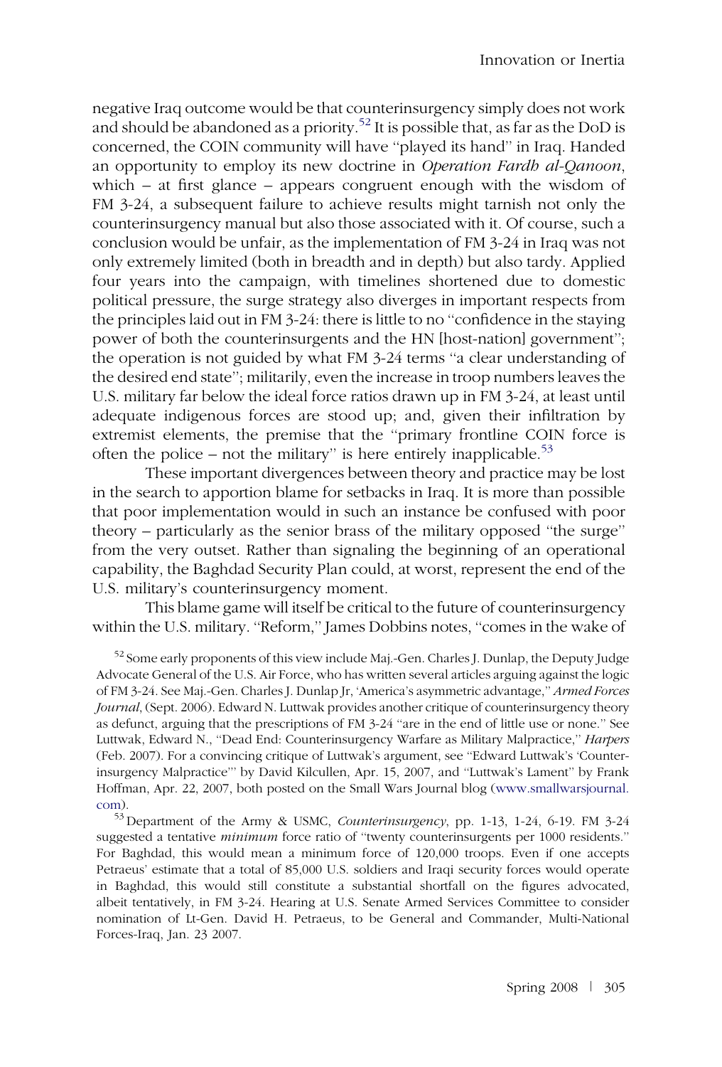negative Iraq outcome would be that counterinsurgency simply does not work and should be abandoned as a priority.[52] It is possible that, as far as the DoD is concerned, the COIN community will have "played its hand" in Iraq. Handed an opportunity to employ its new doctrine in *Operation Fardh al-Qanoon*, which – at first glance – appears congruent enough with the wisdom of FM 3-24, a subsequent failure to achieve results might tarnish not only the counterinsurgency manual but also those associated with it. Of course, such a conclusion would be unfair, as the implementation of FM 3-24 in Iraq was not only extremely limited (both in breadth and in depth) but also tardy. Applied four years into the campaign, with timelines shortened due to domestic political pressure, the surge strategy also diverges in important respects from the principles laid out in FM 3-24: there is little to no "confidence in the staying power of both the counterinsurgents and the HN [host-nation] government"; the operation is not guided by what FM 3-24 terms "a clear understanding of the desired end state"; militarily, even the increase in troop numbers leaves the U.S. military far below the ideal force ratios drawn up in FM 3-24, at least until adequate indigenous forces are stood up; and, given their infiltration by extremist elements, the premise that the "primary frontline COIN force is often the police – not the military" is here entirely inapplicable.[53]

These important divergences between theory and practice may be lost in the search to apportion blame for setbacks in Iraq. It is more than possible that poor implementation would in such an instance be confused with poor theory – particularly as the senior brass of the military opposed "the surge" from the very outset. Rather than signaling the beginning of an operational capability, the Baghdad Security Plan could, at worst, represent the end of the U.S. military's counterinsurgency moment.

This blame game will itself be critical to the future of counterinsurgency within the U.S. military. "Reform," James Dobbins notes, "comes in the wake of

[52] Some early proponents of this view include Maj.-Gen. Charles J. Dunlap, the Deputy Judge Advocate General of the U.S. Air Force, who has written several articles arguing against the logic of FM 3-24. See Maj.-Gen. Charles J. Dunlap Jr, 'America's asymmetric advantage," *Armed Forces Journal*, (Sept. 2006). Edward N. Luttwak provides another critique of counterinsurgency theory as defunct, arguing that the prescriptions of FM 3-24 "are in the end of little use or none." See Luttwak, Edward N., "Dead End: Counterinsurgency Warfare as Military Malpractice," *Harpers* (Feb. 2007). For a convincing critique of Luttwak's argument, see "Edward Luttwak's 'Counter-insurgency Malpractice'" by David Kilcullen, Apr. 15, 2007, and "Luttwak's Lament" by Frank Hoffman, Apr. 22, 2007, both posted on the Small Wars Journal blog (www.smallwarsjournal.com).

[53] Department of the Army & USMC, *Counterinsurgency*, pp. 1-13, 1-24, 6-19. FM 3-24 suggested a tentative *minimum* force ratio of "twenty counterinsurgents per 1000 residents." For Baghdad, this would mean a minimum force of 120,000 troops. Even if one accepts Petraeus' estimate that a total of 85,000 U.S. soldiers and Iraqi security forces would operate in Baghdad, this would still constitute a substantial shortfall on the figures advocated, albeit tentatively, in FM 3-24. Hearing at U.S. Senate Armed Services Committee to consider nomination of Lt-Gen. David H. Petraeus, to be General and Commander, Multi-National Forces-Iraq, Jan. 23 2007.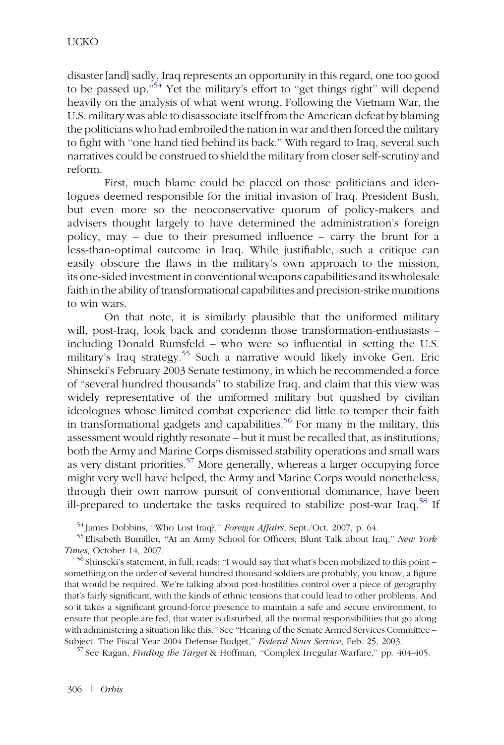disaster [and] sadly, Iraq represents an opportunity in this regard, one too good to be passed up."[54] Yet the military's effort to "get things right" will depend heavily on the analysis of what went wrong. Following the Vietnam War, the U.S. military was able to disassociate itself from the American defeat by blaming the politicians who had embroiled the nation in war and then forced the military to fight with "one hand tied behind its back." With regard to Iraq, several such narratives could be construed to shield the military from closer self-scrutiny and reform.

First, much blame could be placed on those politicians and ideologues deemed responsible for the initial invasion of Iraq. President Bush, but even more so the neoconservative quorum of policy-makers and advisers thought largely to have determined the administration's foreign policy, may – due to their presumed influence – carry the brunt for a less-than-optimal outcome in Iraq. While justifiable, such a critique can easily obscure the flaws in the military's own approach to the mission, its one-sided investment in conventional weapons capabilities and its wholesale faith in the ability of transformational capabilities and precision-strike munitions to win wars.

On that note, it is similarly plausible that the uniformed military will, post-Iraq, look back and condemn those transformation-enthusiasts – including Donald Rumsfeld – who were so influential in setting the U.S. military's Iraq strategy.[55] Such a narrative would likely invoke Gen. Eric Shinseki's February 2003 Senate testimony, in which he recommended a force of "several hundred thousands" to stabilize Iraq, and claim that this view was widely representative of the uniformed military but quashed by civilian ideologues whose limited combat experience did little to temper their faith in transformational gadgets and capabilities.[56] For many in the military, this assessment would rightly resonate – but it must be recalled that, as institutions, both the Army and Marine Corps dismissed stability operations and small wars as very distant priorities.[57] More generally, whereas a larger occupying force might very well have helped, the Army and Marine Corps would nonetheless, through their own narrow pursuit of conventional dominance, have been ill-prepared to undertake the tasks required to stabilize post-war Iraq.[58] If

[54] James Dobbins, "Who Lost Iraq?," *Foreign Affairs*, Sept./Oct. 2007, p. 64.

[55] Elisabeth Bumiller, "At an Army School for Officers, Blunt Talk about Iraq," *New York Times*, October 14, 2007.

[56] Shinseki's statement, in full, reads: "I would say that what's been mobilized to this point – something on the order of several hundred thousand soldiers are probably, you know, a figure that would be required. We're talking about post-hostilities control over a piece of geography that's fairly significant, with the kinds of ethnic tensions that could lead to other problems. And so it takes a significant ground-force presence to maintain a safe and secure environment, to ensure that people are fed, that water is disturbed, all the normal responsibilities that go along with administering a situation like this." See "Hearing of the Senate Armed Services Committee – Subject: The Fiscal Year 2004 Defense Budget," *Federal News Service*, Feb. 25, 2003.

[57] See Kagan, *Finding the Target* & Hoffman, "Complex Irregular Warfare," pp. 404-405.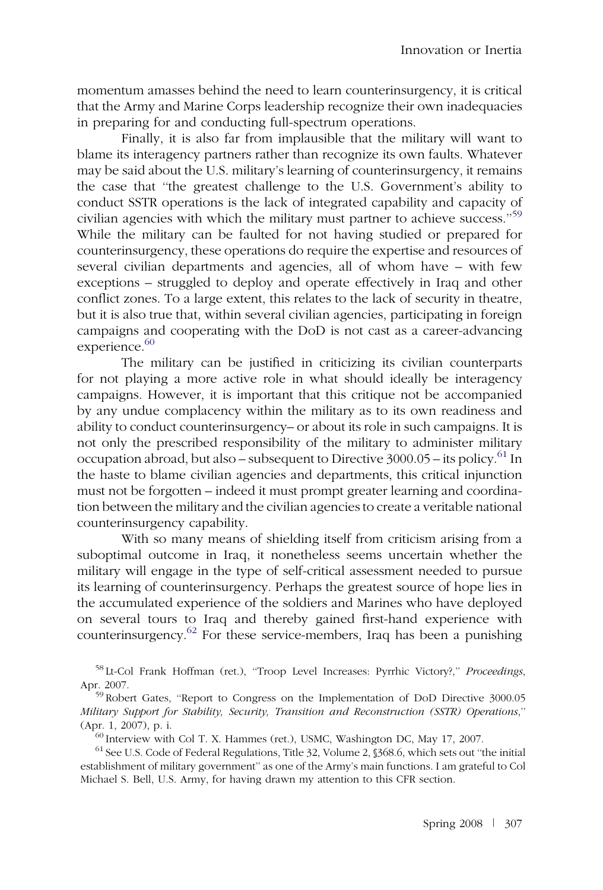momentum amasses behind the need to learn counterinsurgency, it is critical that the Army and Marine Corps leadership recognize their own inadequacies in preparing for and conducting full-spectrum operations.

Finally, it is also far from implausible that the military will want to blame its interagency partners rather than recognize its own faults. Whatever may be said about the U.S. military's learning of counterinsurgency, it remains the case that "the greatest challenge to the U.S. Government's ability to conduct SSTR operations is the lack of integrated capability and capacity of civilian agencies with which the military must partner to achieve success."[59] While the military can be faulted for not having studied or prepared for counterinsurgency, these operations do require the expertise and resources of several civilian departments and agencies, all of whom have – with few exceptions – struggled to deploy and operate effectively in Iraq and other conflict zones. To a large extent, this relates to the lack of security in theatre, but it is also true that, within several civilian agencies, participating in foreign campaigns and cooperating with the DoD is not cast as a career-advancing experience.[60]

The military can be justified in criticizing its civilian counterparts for not playing a more active role in what should ideally be interagency campaigns. However, it is important that this critique not be accompanied by any undue complacency within the military as to its own readiness and ability to conduct counterinsurgency– or about its role in such campaigns. It is not only the prescribed responsibility of the military to administer military occupation abroad, but also – subsequent to Directive 3000.05 – its policy.[61] In the haste to blame civilian agencies and departments, this critical injunction must not be forgotten – indeed it must prompt greater learning and coordination between the military and the civilian agencies to create a veritable national counterinsurgency capability.

With so many means of shielding itself from criticism arising from a suboptimal outcome in Iraq, it nonetheless seems uncertain whether the military will engage in the type of self-critical assessment needed to pursue its learning of counterinsurgency. Perhaps the greatest source of hope lies in the accumulated experience of the soldiers and Marines who have deployed on several tours to Iraq and thereby gained first-hand experience with counterinsurgency.[62] For these service-members, Iraq has been a punishing

[58] Lt-Col Frank Hoffman (ret.), "Troop Level Increases: Pyrrhic Victory?," *Proceedings*, Apr. 2007.

[59] Robert Gates, "Report to Congress on the Implementation of DoD Directive 3000.05 *Military Support for Stability, Security, Transition and Reconstruction (SSTR) Operations*," (Apr. 1, 2007), p. i.

[60] Interview with Col T. X. Hammes (ret.), USMC, Washington DC, May 17, 2007.

[61] See U.S. Code of Federal Regulations, Title 32, Volume 2, §368.6, which sets out "the initial establishment of military government" as one of the Army's main functions. I am grateful to Col Michael S. Bell, U.S. Army, for having drawn my attention to this CFR section.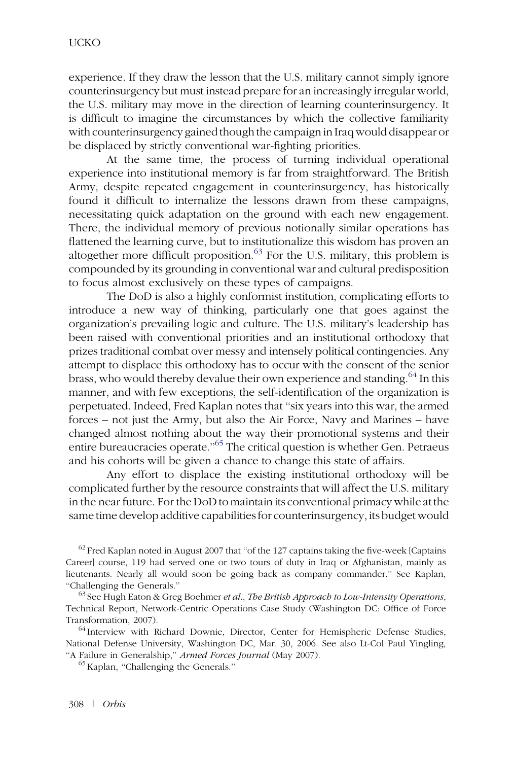experience. If they draw the lesson that the U.S. military cannot simply ignore counterinsurgency but must instead prepare for an increasingly irregular world, the U.S. military may move in the direction of learning counterinsurgency. It is difficult to imagine the circumstances by which the collective familiarity with counterinsurgency gained though the campaign in Iraq would disappear or be displaced by strictly conventional war-fighting priorities.

At the same time, the process of turning individual operational experience into institutional memory is far from straightforward. The British Army, despite repeated engagement in counterinsurgency, has historically found it difficult to internalize the lessons drawn from these campaigns, necessitating quick adaptation on the ground with each new engagement. There, the individual memory of previous notionally similar operations has flattened the learning curve, but to institutionalize this wisdom has proven an altogether more difficult proposition.[63] For the U.S. military, this problem is compounded by its grounding in conventional war and cultural predisposition to focus almost exclusively on these types of campaigns.

The DoD is also a highly conformist institution, complicating efforts to introduce a new way of thinking, particularly one that goes against the organization's prevailing logic and culture. The U.S. military's leadership has been raised with conventional priorities and an institutional orthodoxy that prizes traditional combat over messy and intensely political contingencies. Any attempt to displace this orthodoxy has to occur with the consent of the senior brass, who would thereby devalue their own experience and standing.[64] In this manner, and with few exceptions, the self-identification of the organization is perpetuated. Indeed, Fred Kaplan notes that "six years into this war, the armed forces – not just the Army, but also the Air Force, Navy and Marines – have changed almost nothing about the way their promotional systems and their entire bureaucracies operate."[65] The critical question is whether Gen. Petraeus and his cohorts will be given a chance to change this state of affairs.

Any effort to displace the existing institutional orthodoxy will be complicated further by the resource constraints that will affect the U.S. military in the near future. For the DoD to maintain its conventional primacy while at the same time develop additive capabilities for counterinsurgency, its budget would

[62] Fred Kaplan noted in August 2007 that "of the 127 captains taking the five-week [Captains Career] course, 119 had served one or two tours of duty in Iraq or Afghanistan, mainly as lieutenants. Nearly all would soon be going back as company commander." See Kaplan, "Challenging the Generals."

[63] See Hugh Eaton & Greg Boehmer *et al.*, *The British Approach to Low-Intensity Operations*, Technical Report, Network-Centric Operations Case Study (Washington DC: Office of Force Transformation, 2007).

[64] Interview with Richard Downie, Director, Center for Hemispheric Defense Studies, National Defense University, Washington DC, Mar. 30, 2006. See also Lt-Col Paul Yingling, "A Failure in Generalship," *Armed Forces Journal* (May 2007).

[65] Kaplan, "Challenging the Generals."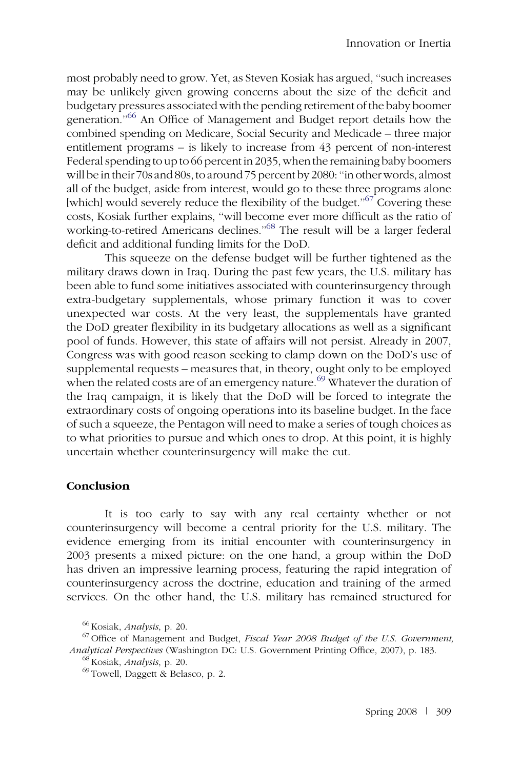most probably need to grow. Yet, as Steven Kosiak has argued, "such increases may be unlikely given growing concerns about the size of the deficit and budgetary pressures associated with the pending retirement of the baby boomer generation."[66] An Office of Management and Budget report details how the combined spending on Medicare, Social Security and Medicade – three major entitlement programs – is likely to increase from 43 percent of non-interest Federal spending to up to 66 percent in 2035, when the remaining baby boomers will be in their 70s and 80s, to around 75 percent by 2080: "in other words, almost all of the budget, aside from interest, would go to these three programs alone [which] would severely reduce the flexibility of the budget."[67] Covering these costs, Kosiak further explains, "will become ever more difficult as the ratio of working-to-retired Americans declines."[68] The result will be a larger federal deficit and additional funding limits for the DoD.

This squeeze on the defense budget will be further tightened as the military draws down in Iraq. During the past few years, the U.S. military has been able to fund some initiatives associated with counterinsurgency through extra-budgetary supplementals, whose primary function it was to cover unexpected war costs. At the very least, the supplementals have granted the DoD greater flexibility in its budgetary allocations as well as a significant pool of funds. However, this state of affairs will not persist. Already in 2007, Congress was with good reason seeking to clamp down on the DoD's use of supplemental requests – measures that, in theory, ought only to be employed when the related costs are of an emergency nature.[69] Whatever the duration of the Iraq campaign, it is likely that the DoD will be forced to integrate the extraordinary costs of ongoing operations into its baseline budget. In the face of such a squeeze, the Pentagon will need to make a series of tough choices as to what priorities to pursue and which ones to drop. At this point, it is highly uncertain whether counterinsurgency will make the cut.

## Conclusion

It is too early to say with any real certainty whether or not counterinsurgency will become a central priority for the U.S. military. The evidence emerging from its initial encounter with counterinsurgency in 2003 presents a mixed picture: on the one hand, a group within the DoD has driven an impressive learning process, featuring the rapid integration of counterinsurgency across the doctrine, education and training of the armed services. On the other hand, the U.S. military has remained structured for

[66] Kosiak, *Analysis*, p. 20.

[67] Office of Management and Budget, *Fiscal Year 2008 Budget of the U.S. Government, Analytical Perspectives* (Washington DC: U.S. Government Printing Office, 2007), p. 183.

[68] Kosiak, *Analysis*, p. 20.

[69] Towell, Daggett & Belasco, p. 2.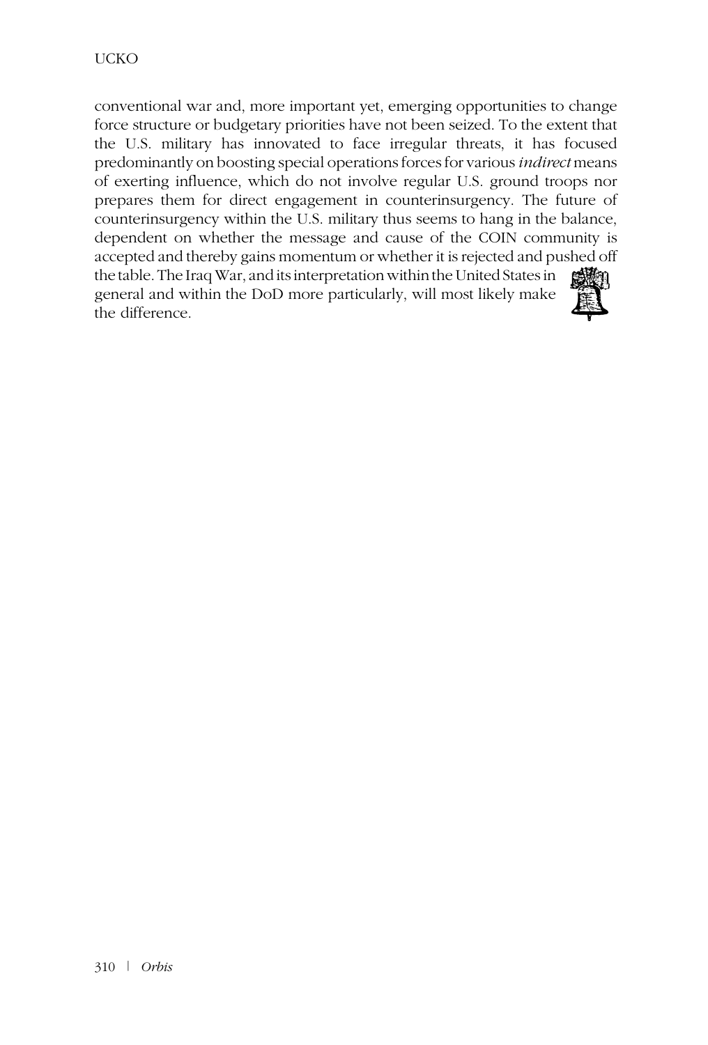conventional war and, more important yet, emerging opportunities to change force structure or budgetary priorities have not been seized. To the extent that the U.S. military has innovated to face irregular threats, it has focused predominantly on boosting special operations forces for various *indirect* means of exerting influence, which do not involve regular U.S. ground troops nor prepares them for direct engagement in counterinsurgency. The future of counterinsurgency within the U.S. military thus seems to hang in the balance, dependent on whether the message and cause of the COIN community is accepted and thereby gains momentum or whether it is rejected and pushed off the table. The Iraq War, and its interpretation within the United States in general and within the DoD more particularly, will most likely make the difference.